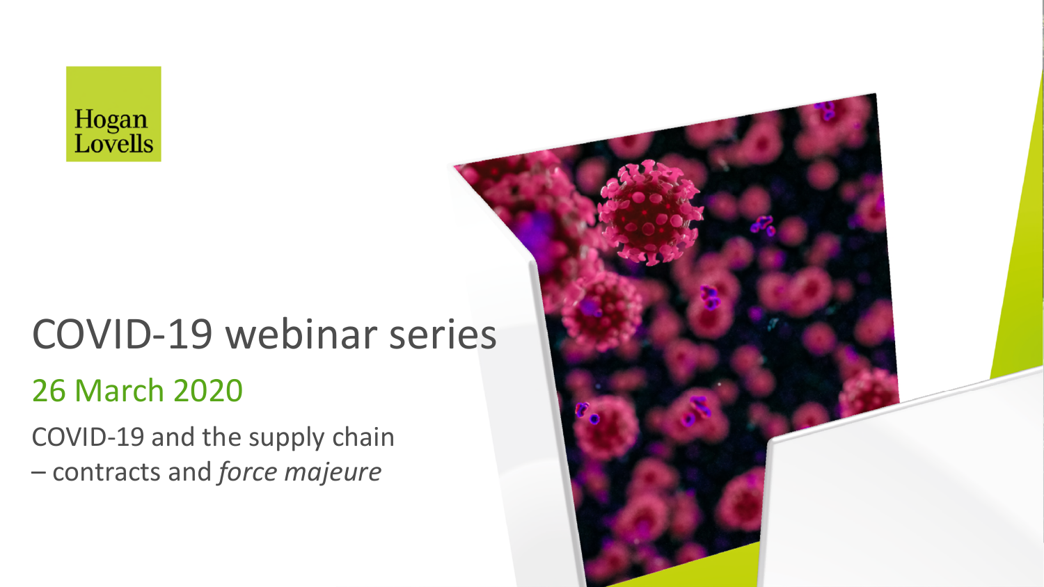Hogan Lovells

# COVID-19 webinar series

## 26 March 2020

COVID-19 and the supply chain – contracts and *force majeure*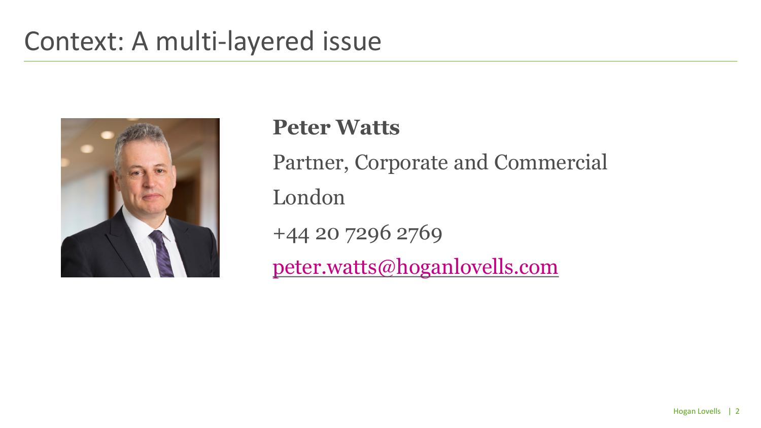# Context: A multi-layered issue

**Peter Watts**

Partner, Corporate and Commercial

London

+44 20 7296 2769

peter.watts@hoganlovells.com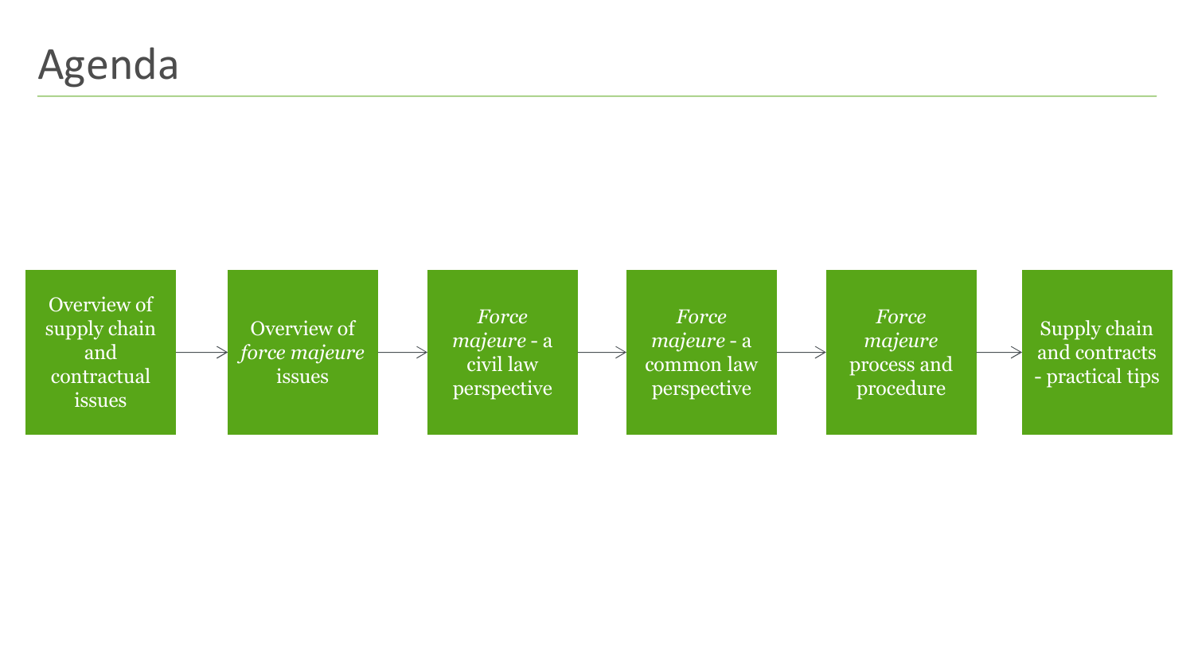# Agenda

1. Overview of supply chain and contractual issues
2. Overview of *force majeure* issues
3. *Force majeure* - a civil law perspective
4. *Force majeure* - a common law perspective
5. *Force majeure* process and procedure
6. Supply chain and contracts - practical tips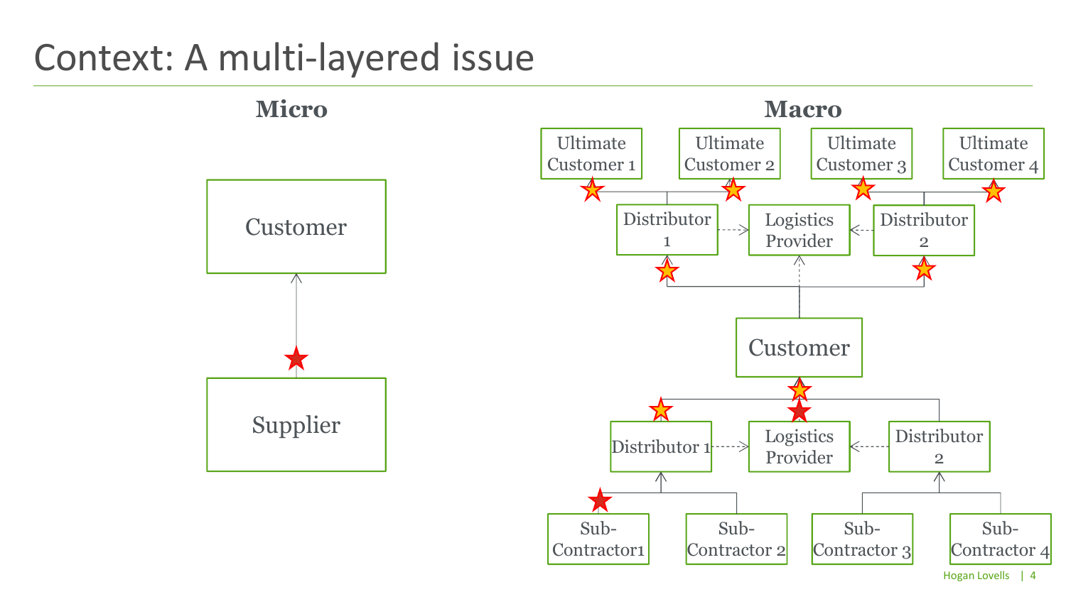# Context: A multi-layered issue

**Micro**

Customer

Supplier

**Macro**

Ultimate Customer 1

Ultimate Customer 2

Ultimate Customer 3

Ultimate Customer 4

Distributor 1

Logistics Provider

Distributor 2

Customer

Distributor 1

Logistics Provider

Distributor 2

Sub-Contractor1

Sub-Contractor 2

Sub-Contractor 3

Sub-Contractor 4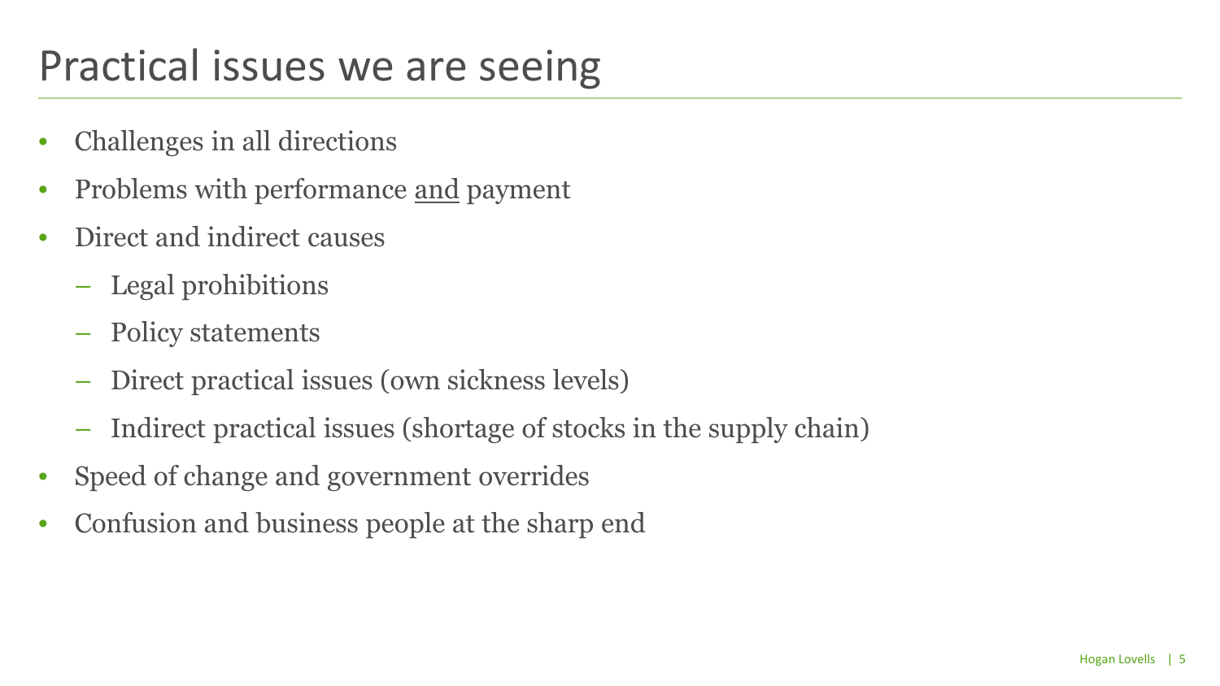# Practical issues we are seeing

- Challenges in all directions
- Problems with performance <u>and</u> payment
- Direct and indirect causes
  - Legal prohibitions
  - Policy statements
  - Direct practical issues (own sickness levels)
  - Indirect practical issues (shortage of stocks in the supply chain)
- Speed of change and government overrides
- Confusion and business people at the sharp end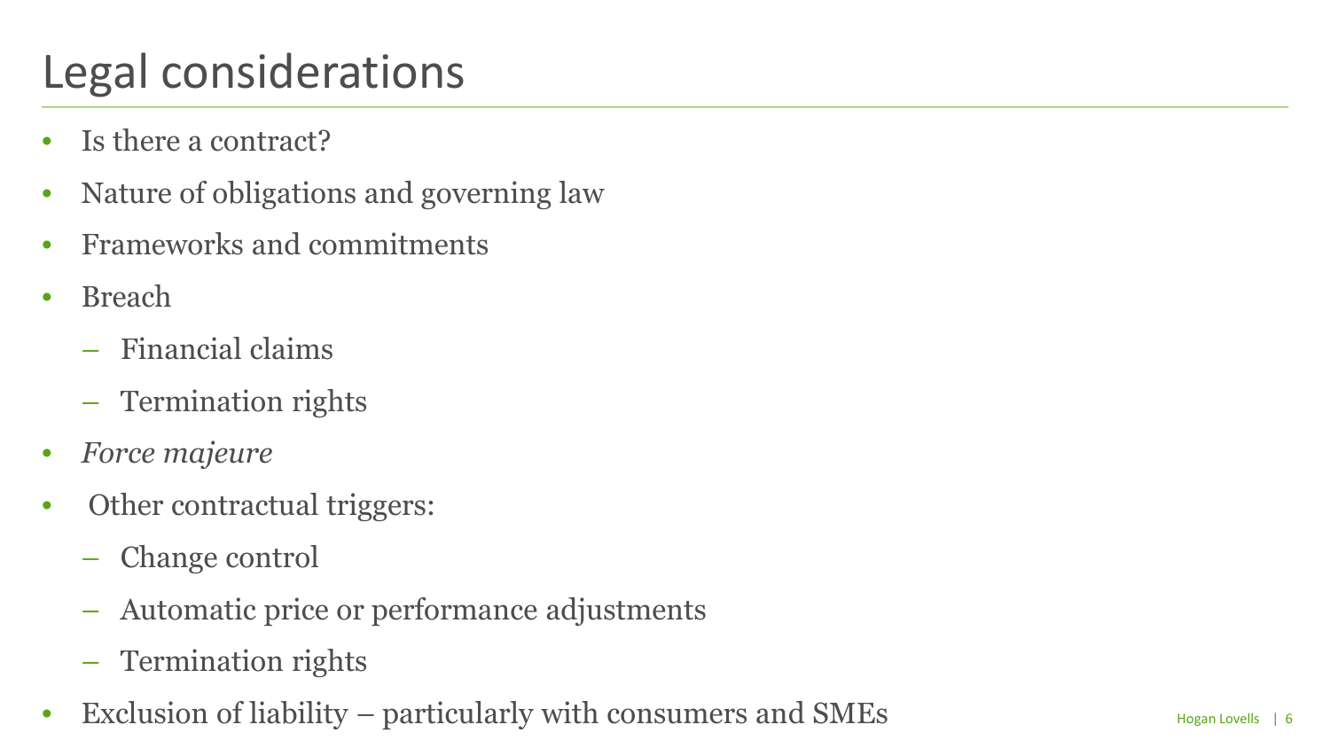# Legal considerations

- Is there a contract?
- Nature of obligations and governing law
- Frameworks and commitments
- Breach
  - Financial claims
  - Termination rights
- *Force majeure*
- Other contractual triggers:
  - Change control
  - Automatic price or performance adjustments
  - Termination rights
- Exclusion of liability – particularly with consumers and SMEs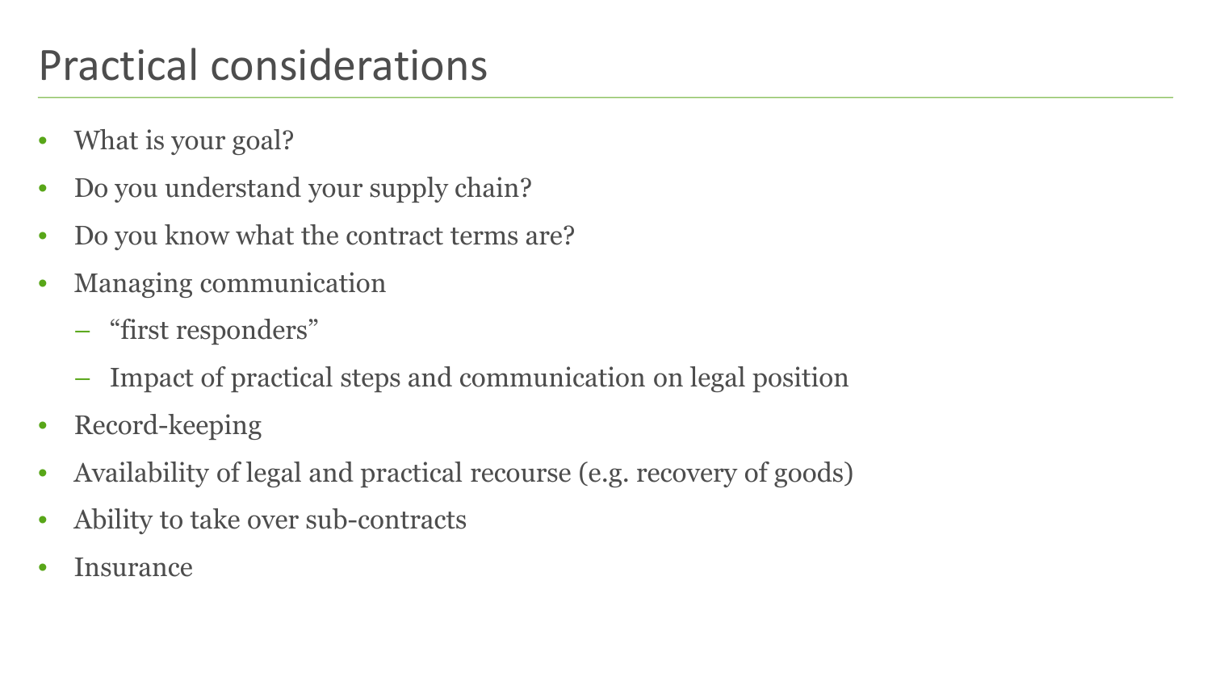# Practical considerations

- What is your goal?
- Do you understand your supply chain?
- Do you know what the contract terms are?
- Managing communication
  - "first responders"
  - Impact of practical steps and communication on legal position
- Record-keeping
- Availability of legal and practical recourse (e.g. recovery of goods)
- Ability to take over sub-contracts
- Insurance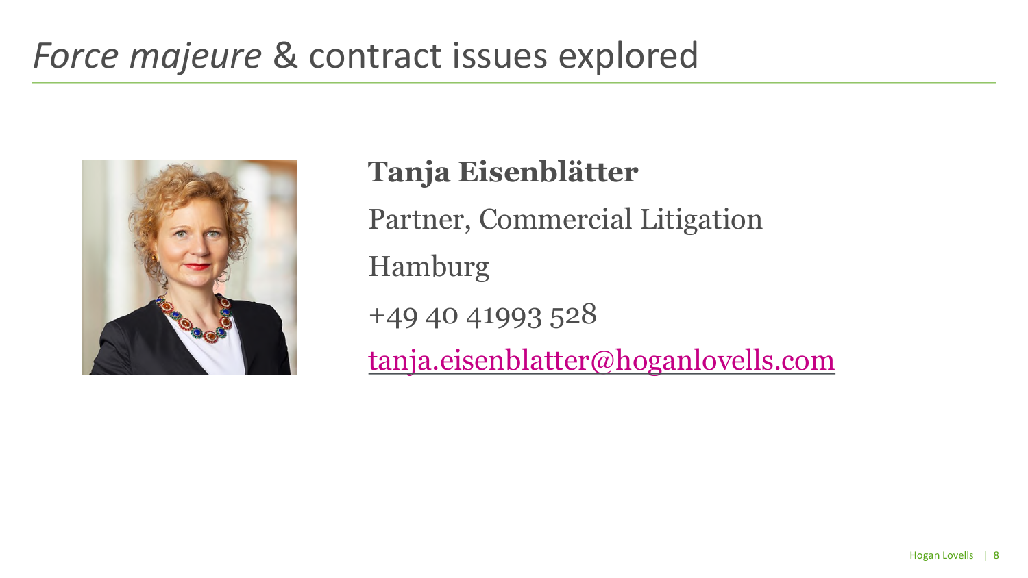# *Force majeure* & contract issues explored

**Tanja Eisenblätter**

Partner, Commercial Litigation

Hamburg

+49 40 41993 528

tanja.eisenblatter@hoganlovells.com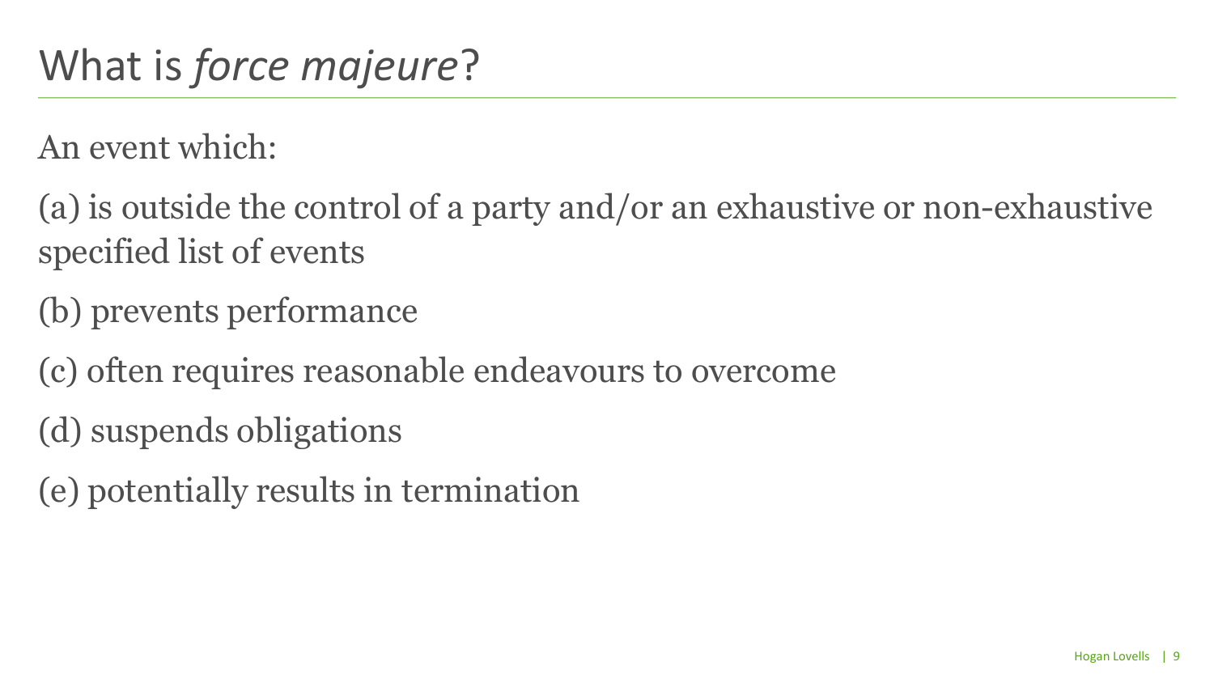# What is *force majeure*?

An event which:

(a) is outside the control of a party and/or an exhaustive or non-exhaustive specified list of events

(b) prevents performance

(c) often requires reasonable endeavours to overcome

(d) suspends obligations

(e) potentially results in termination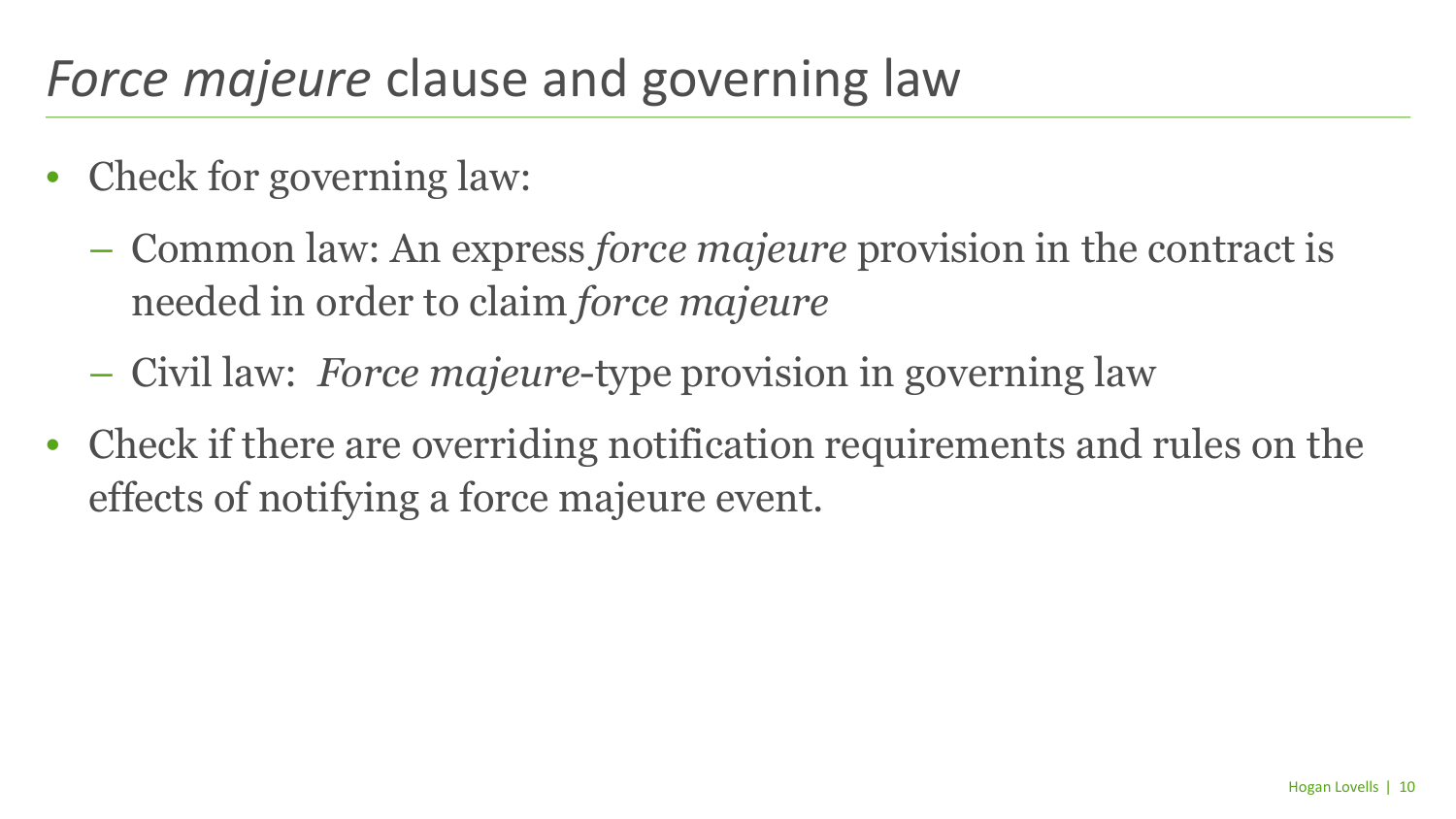# *Force majeure* clause and governing law

- Check for governing law:
  - Common law: An express *force majeure* provision in the contract is needed in order to claim *force majeure*
  - Civil law: *Force majeure*-type provision in governing law
- Check if there are overriding notification requirements and rules on the effects of notifying a force majeure event.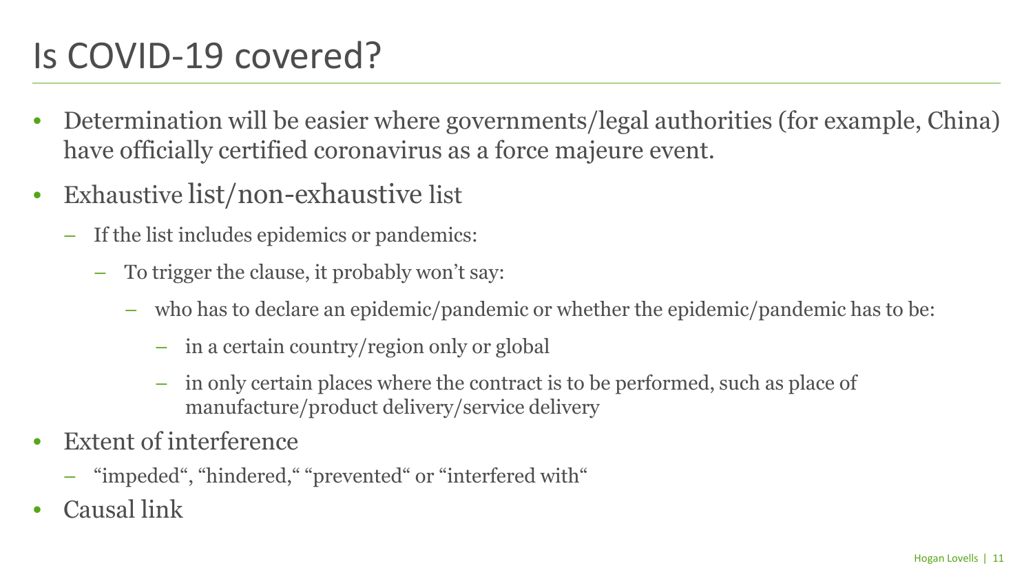# Is COVID-19 covered?

- Determination will be easier where governments/legal authorities (for example, China) have officially certified coronavirus as a force majeure event.
- Exhaustive list/non-exhaustive list
  - If the list includes epidemics or pandemics:
    - To trigger the clause, it probably won't say:
      - who has to declare an epidemic/pandemic or whether the epidemic/pandemic has to be:
        - in a certain country/region only or global
        - in only certain places where the contract is to be performed, such as place of manufacture/product delivery/service delivery
- Extent of interference
  - "impeded", "hindered," "prevented" or "interfered with"
- Causal link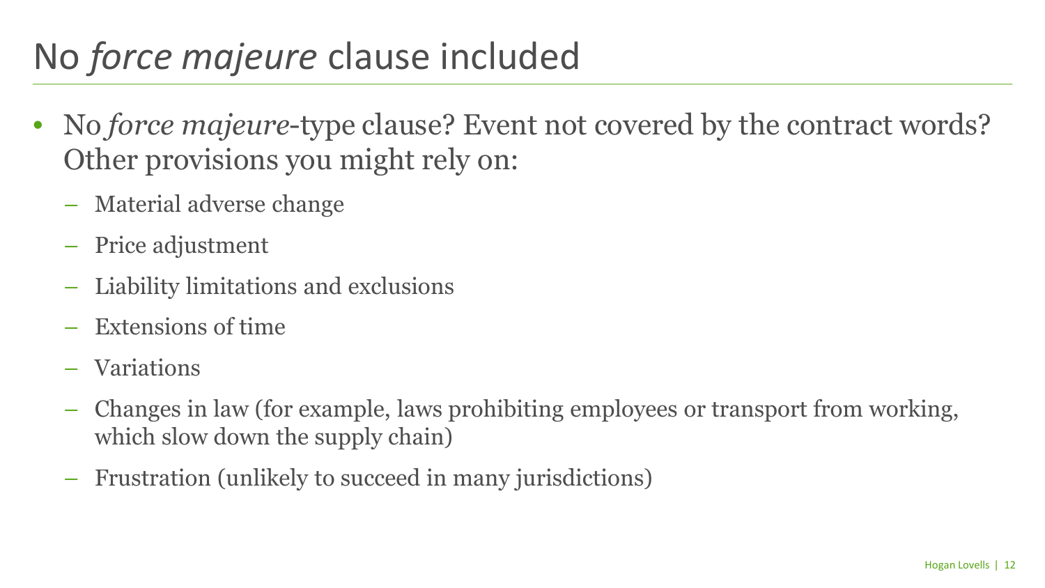# No *force majeure* clause included

- No *force majeure*-type clause? Event not covered by the contract words? Other provisions you might rely on:
  - Material adverse change
  - Price adjustment
  - Liability limitations and exclusions
  - Extensions of time
  - Variations
  - Changes in law (for example, laws prohibiting employees or transport from working, which slow down the supply chain)
  - Frustration (unlikely to succeed in many jurisdictions)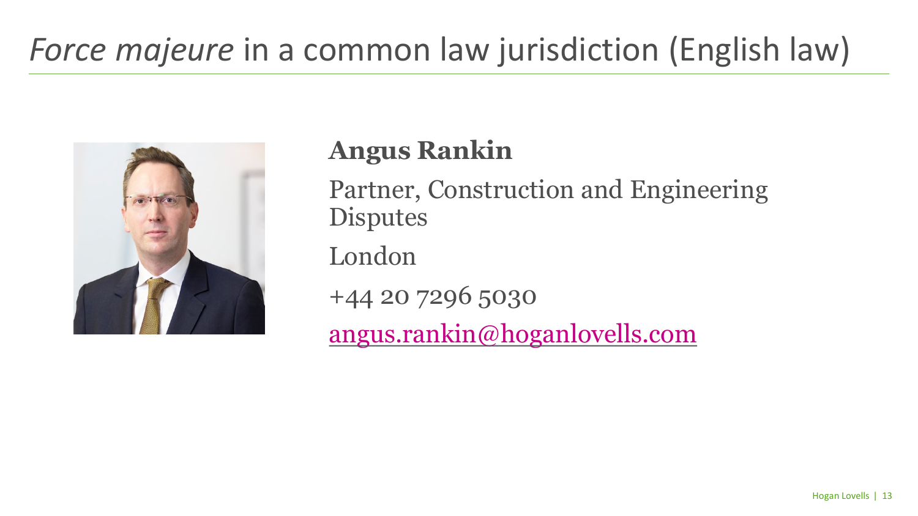# *Force majeure* in a common law jurisdiction (English law)

**Angus Rankin**

Partner, Construction and Engineering Disputes

London

+44 20 7296 5030

angus.rankin@hoganlovells.com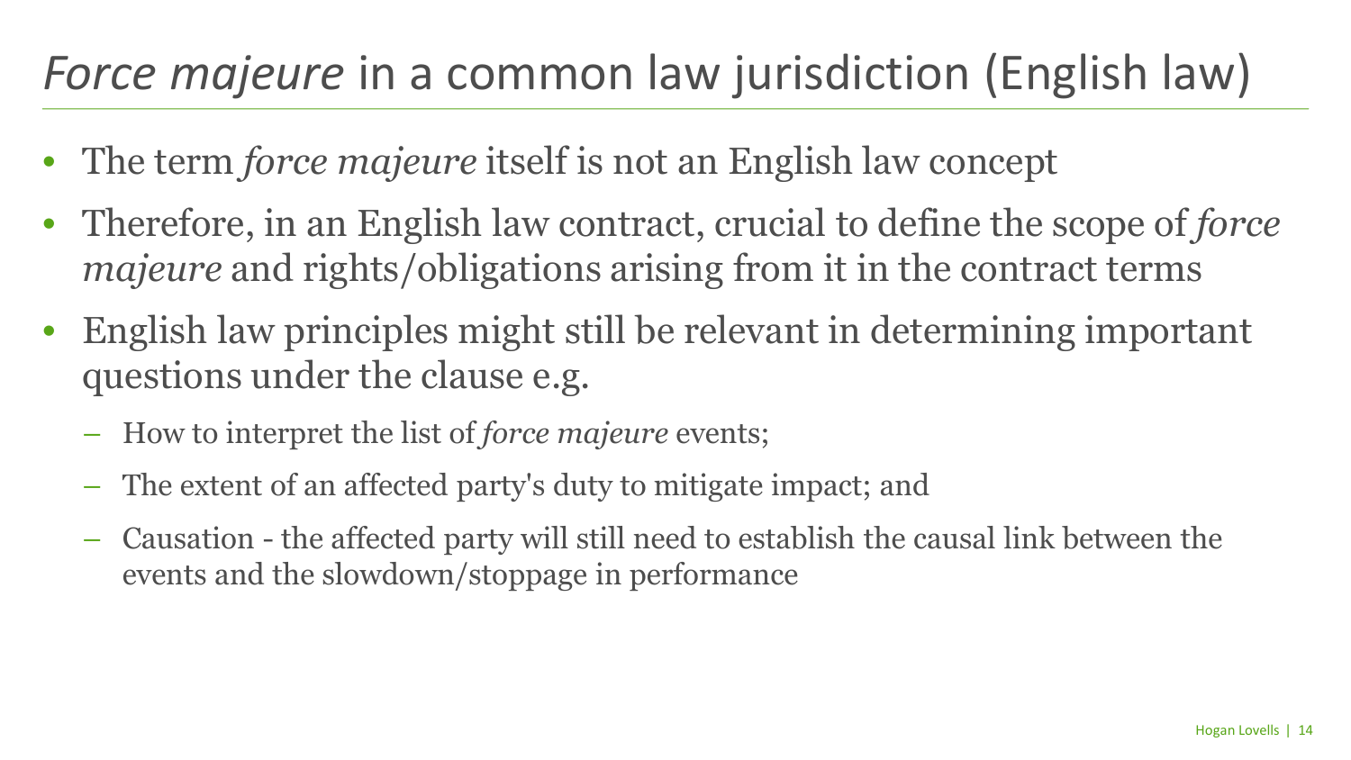# *Force majeure* in a common law jurisdiction (English law)

- The term *force majeure* itself is not an English law concept
- Therefore, in an English law contract, crucial to define the scope of *force majeure* and rights/obligations arising from it in the contract terms
- English law principles might still be relevant in determining important questions under the clause e.g.
  - How to interpret the list of *force majeure* events;
  - The extent of an affected party's duty to mitigate impact; and
  - Causation - the affected party will still need to establish the causal link between the events and the slowdown/stoppage in performance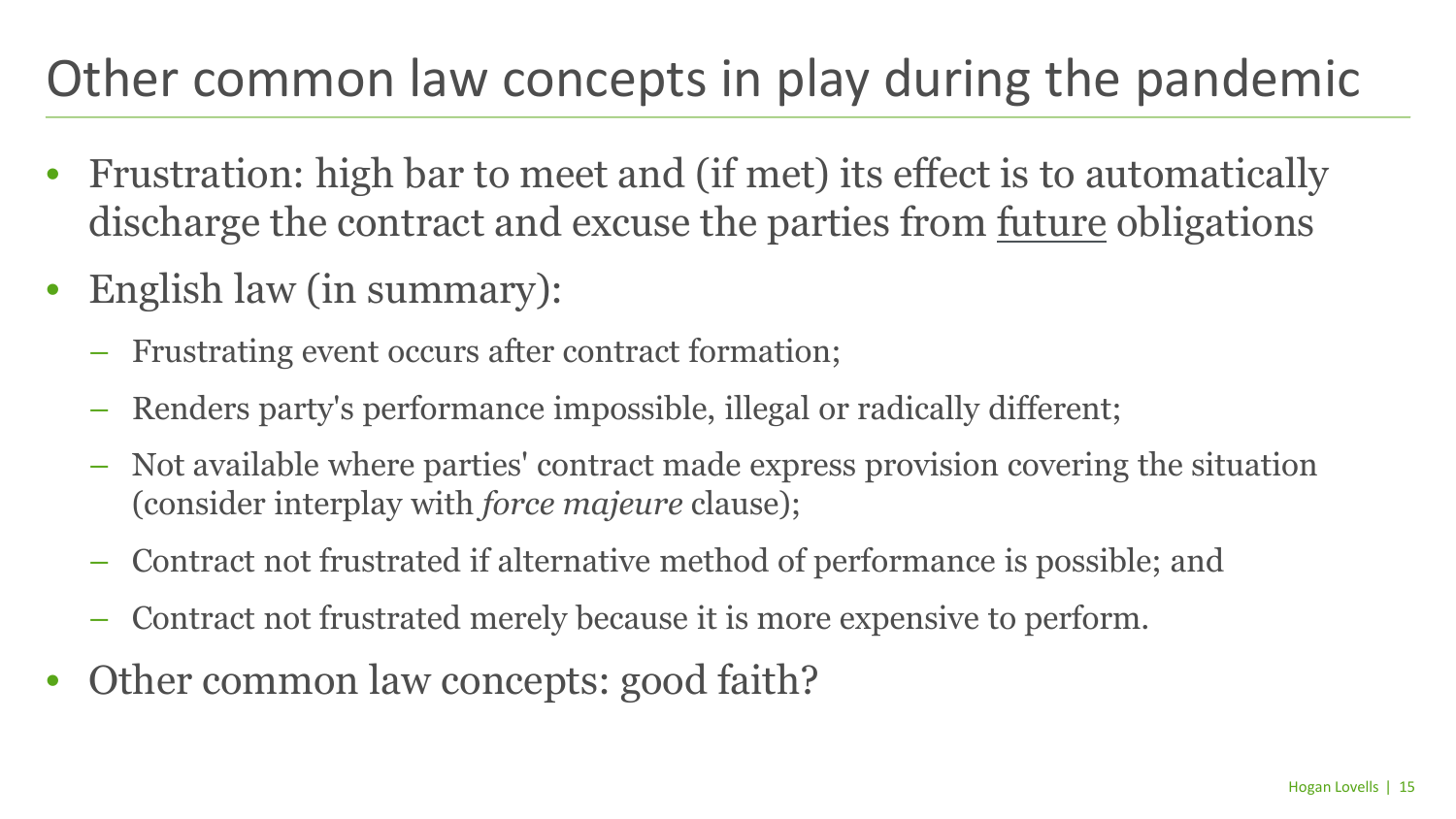# Other common law concepts in play during the pandemic

- Frustration: high bar to meet and (if met) its effect is to automatically discharge the contract and excuse the parties from <u>future</u> obligations
- English law (in summary):
  - Frustrating event occurs after contract formation;
  - Renders party's performance impossible, illegal or radically different;
  - Not available where parties' contract made express provision covering the situation (consider interplay with *force majeure* clause);
  - Contract not frustrated if alternative method of performance is possible; and
  - Contract not frustrated merely because it is more expensive to perform.
- Other common law concepts: good faith?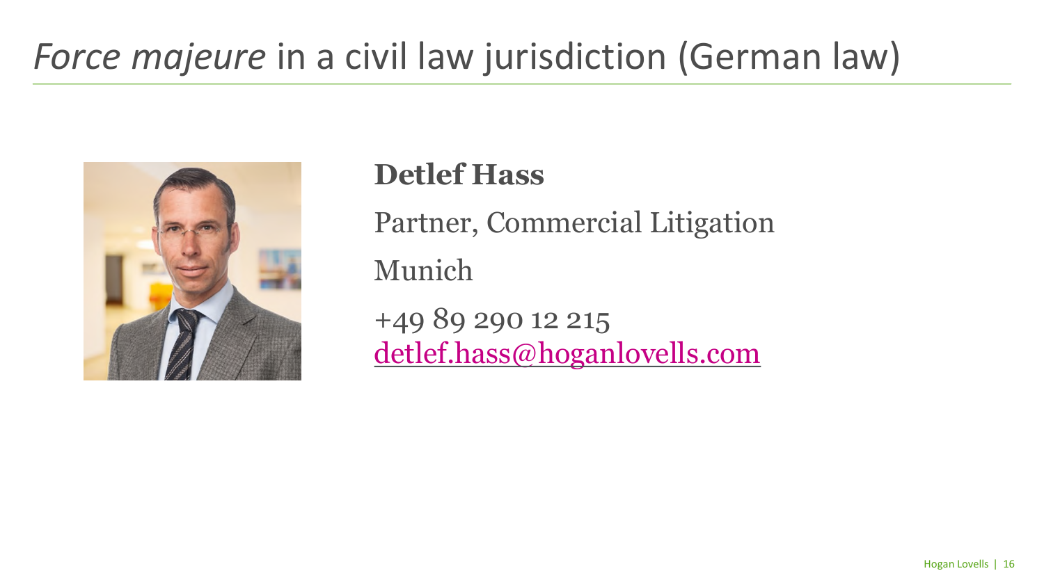# *Force majeure* in a civil law jurisdiction (German law)

**Detlef Hass**

Partner, Commercial Litigation

Munich

+49 89 290 12 215
detlef.hass@hoganlovells.com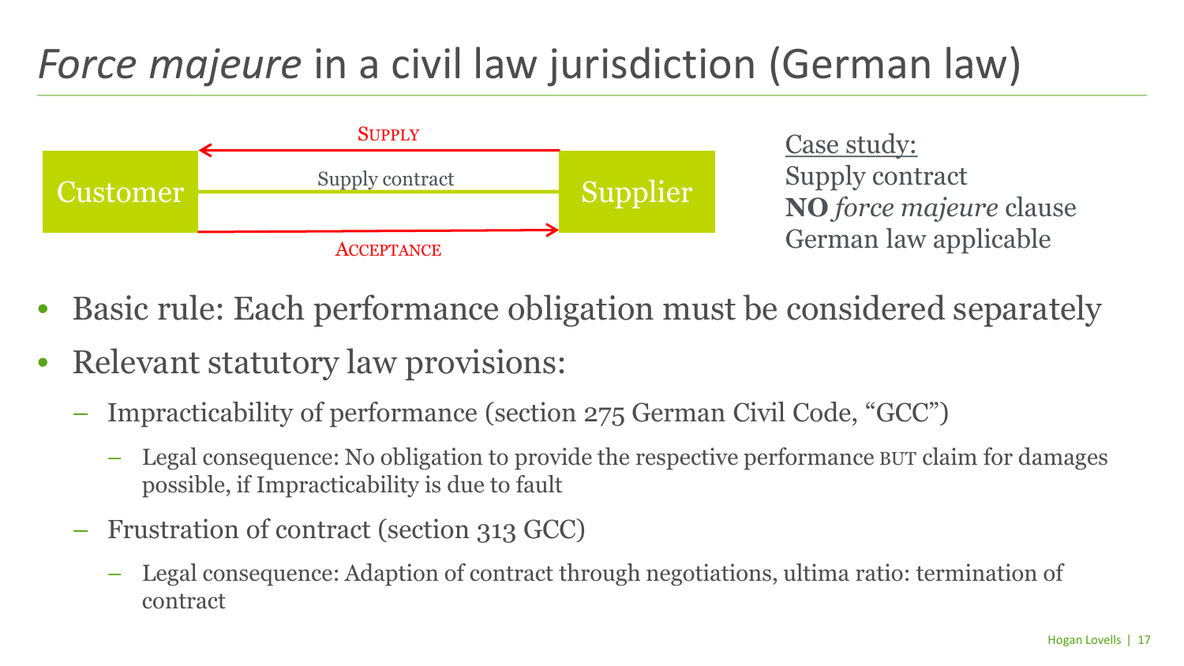# *Force majeure* in a civil law jurisdiction (German law)

Customer — Supply contract — Supplier

SUPPLY (Supplier → Customer)

ACCEPTANCE (Customer → Supplier)

Case study:
Supply contract
**NO** *force majeure* clause
German law applicable

- Basic rule: Each performance obligation must be considered separately
- Relevant statutory law provisions:
  - Impracticability of performance (section 275 German Civil Code, "GCC")
    - Legal consequence: No obligation to provide the respective performance BUT claim for damages possible, if Impracticability is due to fault
  - Frustration of contract (section 313 GCC)
    - Legal consequence: Adaption of contract through negotiations, ultima ratio: termination of contract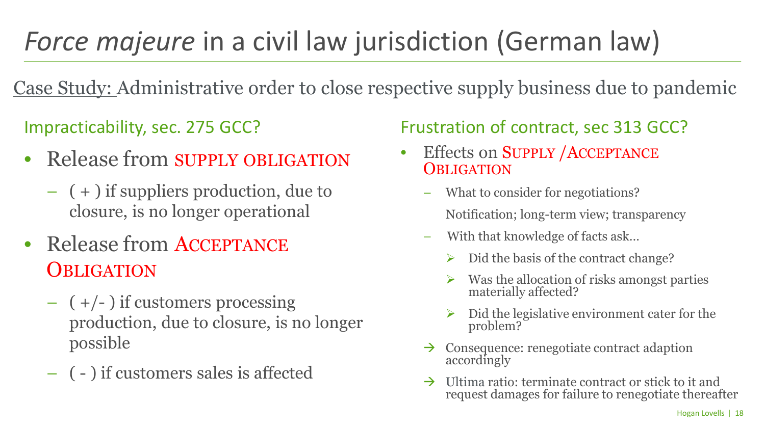# *Force majeure* in a civil law jurisdiction (German law)

Case Study: Administrative order to close respective supply business due to pandemic

## Impracticability, sec. 275 GCC?

- Release from SUPPLY OBLIGATION
  - ( + ) if suppliers production, due to closure, is no longer operational
- Release from ACCEPTANCE OBLIGATION
  - ( +/- ) if customers processing production, due to closure, is no longer possible
  - ( - ) if customers sales is affected

## Frustration of contract, sec 313 GCC?

- Effects on SUPPLY /ACCEPTANCE OBLIGATION
  - What to consider for negotiations?

    Notification; long-term view; transparency
  - With that knowledge of facts ask…
    - ➢ Did the basis of the contract change?
    - ➢ Was the allocation of risks amongst parties materially affected?
    - ➢ Did the legislative environment cater for the problem?

  → Consequence: renegotiate contract adaption accordingly

  → Ultima ratio: terminate contract or stick to it and request damages for failure to renegotiate thereafter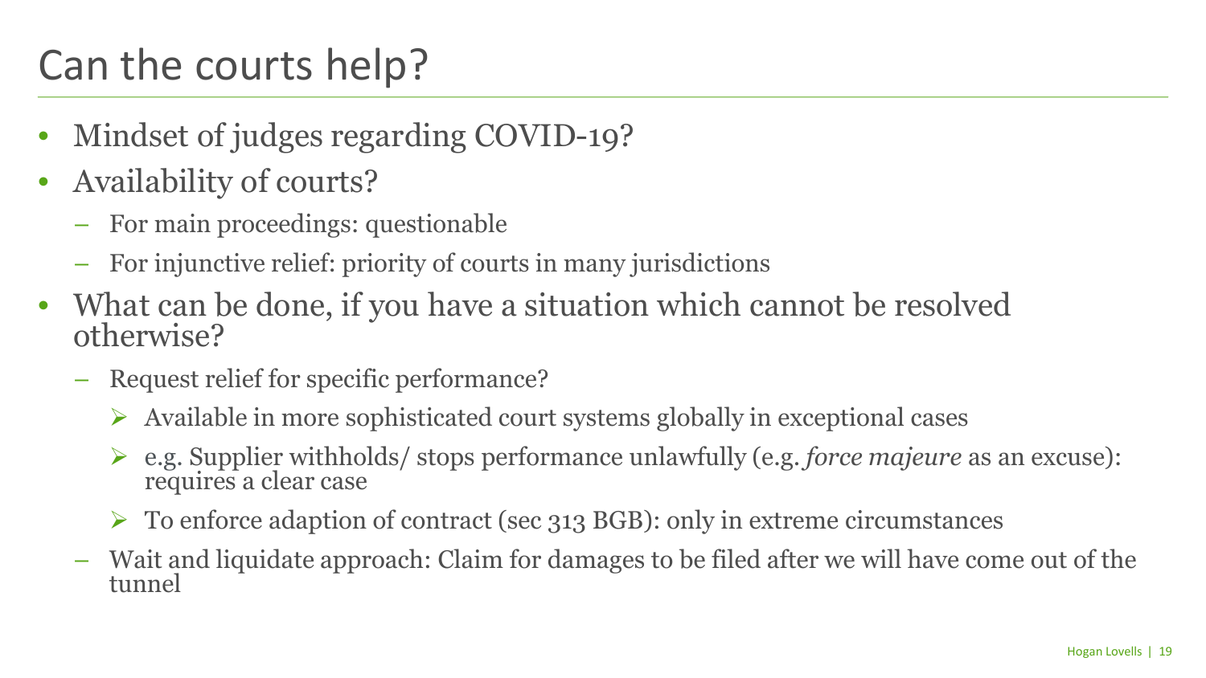# Can the courts help?

- Mindset of judges regarding COVID-19?
- Availability of courts?
  - For main proceedings: questionable
  - For injunctive relief: priority of courts in many jurisdictions
- What can be done, if you have a situation which cannot be resolved otherwise?
  - Request relief for specific performance?
    - Available in more sophisticated court systems globally in exceptional cases
    - e.g. Supplier withholds/ stops performance unlawfully (e.g. *force majeure* as an excuse): requires a clear case
    - To enforce adaption of contract (sec 313 BGB): only in extreme circumstances
  - Wait and liquidate approach: Claim for damages to be filed after we will have come out of the tunnel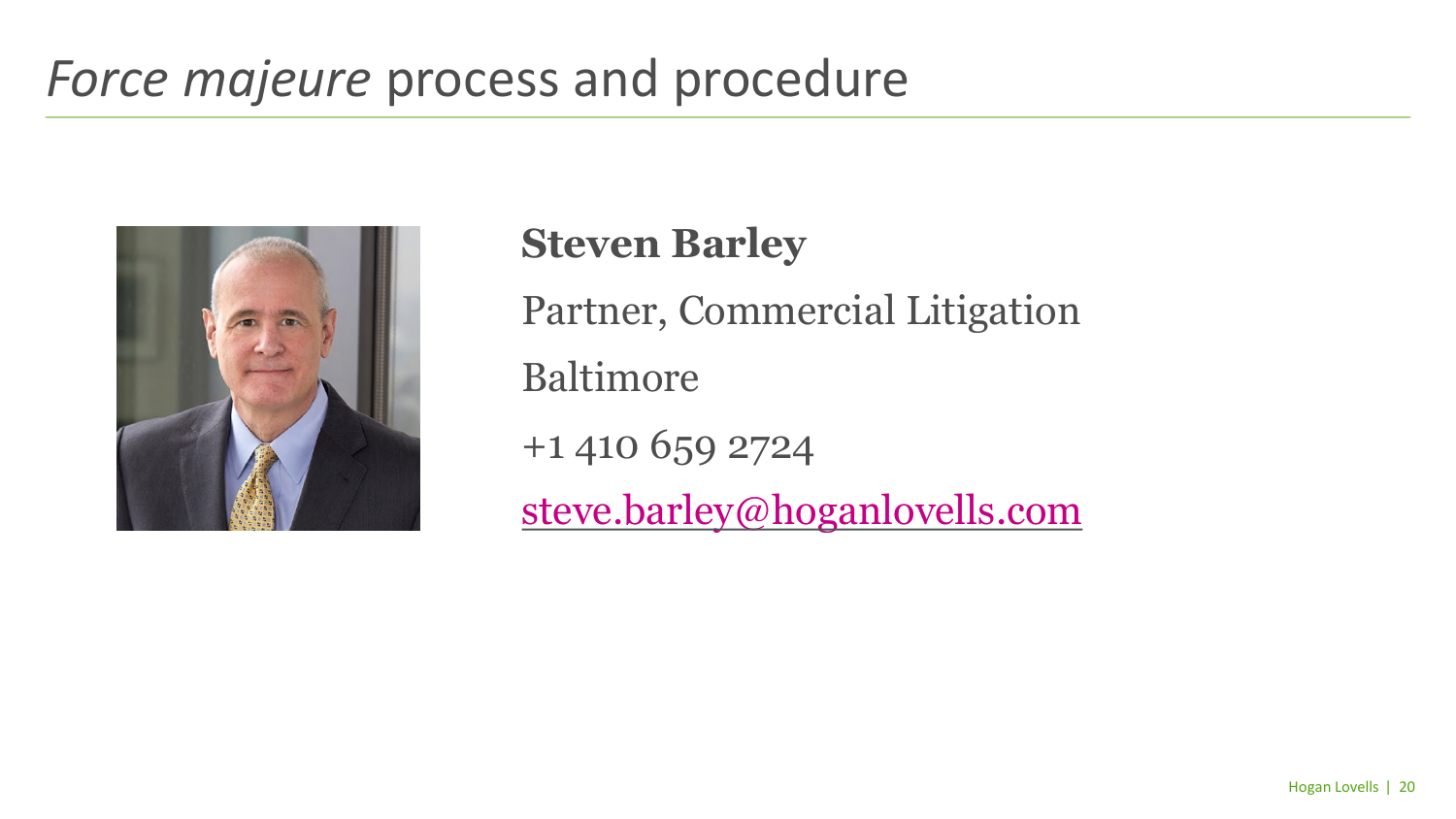# *Force majeure* process and procedure

**Steven Barley**

Partner, Commercial Litigation

Baltimore

+1 410 659 2724

[steve.barley@hoganlovells.com](mailto:steve.barley@hoganlovells.com)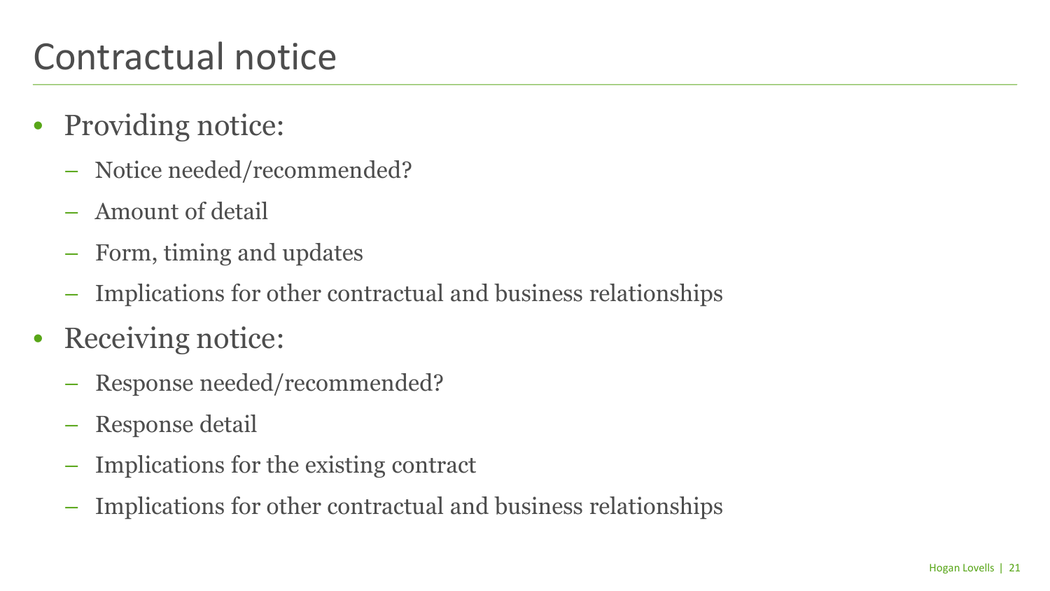# Contractual notice

- Providing notice:
  - Notice needed/recommended?
  - Amount of detail
  - Form, timing and updates
  - Implications for other contractual and business relationships
- Receiving notice:
  - Response needed/recommended?
  - Response detail
  - Implications for the existing contract
  - Implications for other contractual and business relationships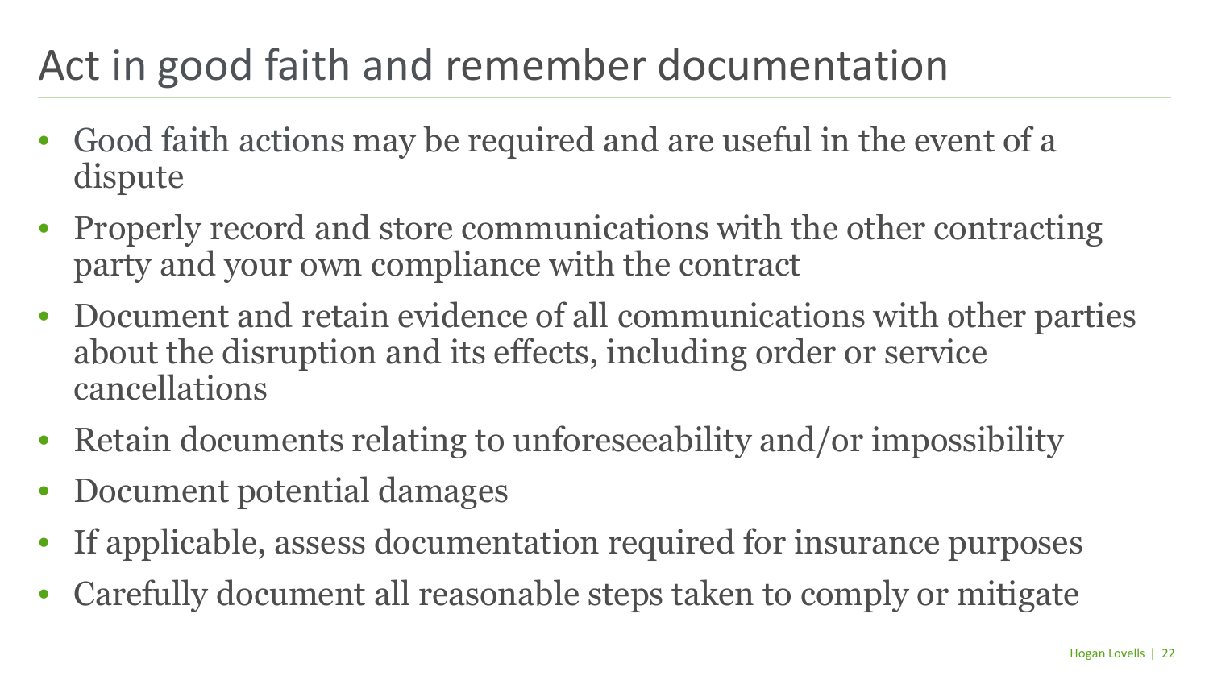# Act in good faith and remember documentation

- Good faith actions may be required and are useful in the event of a dispute
- Properly record and store communications with the other contracting party and your own compliance with the contract
- Document and retain evidence of all communications with other parties about the disruption and its effects, including order or service cancellations
- Retain documents relating to unforeseeability and/or impossibility
- Document potential damages
- If applicable, assess documentation required for insurance purposes
- Carefully document all reasonable steps taken to comply or mitigate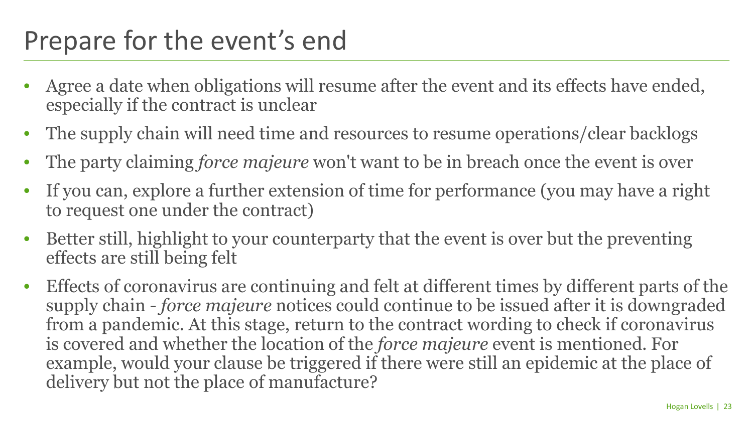# Prepare for the event's end

- Agree a date when obligations will resume after the event and its effects have ended, especially if the contract is unclear
- The supply chain will need time and resources to resume operations/clear backlogs
- The party claiming *force majeure* won't want to be in breach once the event is over
- If you can, explore a further extension of time for performance (you may have a right to request one under the contract)
- Better still, highlight to your counterparty that the event is over but the preventing effects are still being felt
- Effects of coronavirus are continuing and felt at different times by different parts of the supply chain - *force majeure* notices could continue to be issued after it is downgraded from a pandemic. At this stage, return to the contract wording to check if coronavirus is covered and whether the location of the *force majeure* event is mentioned. For example, would your clause be triggered if there were still an epidemic at the place of delivery but not the place of manufacture?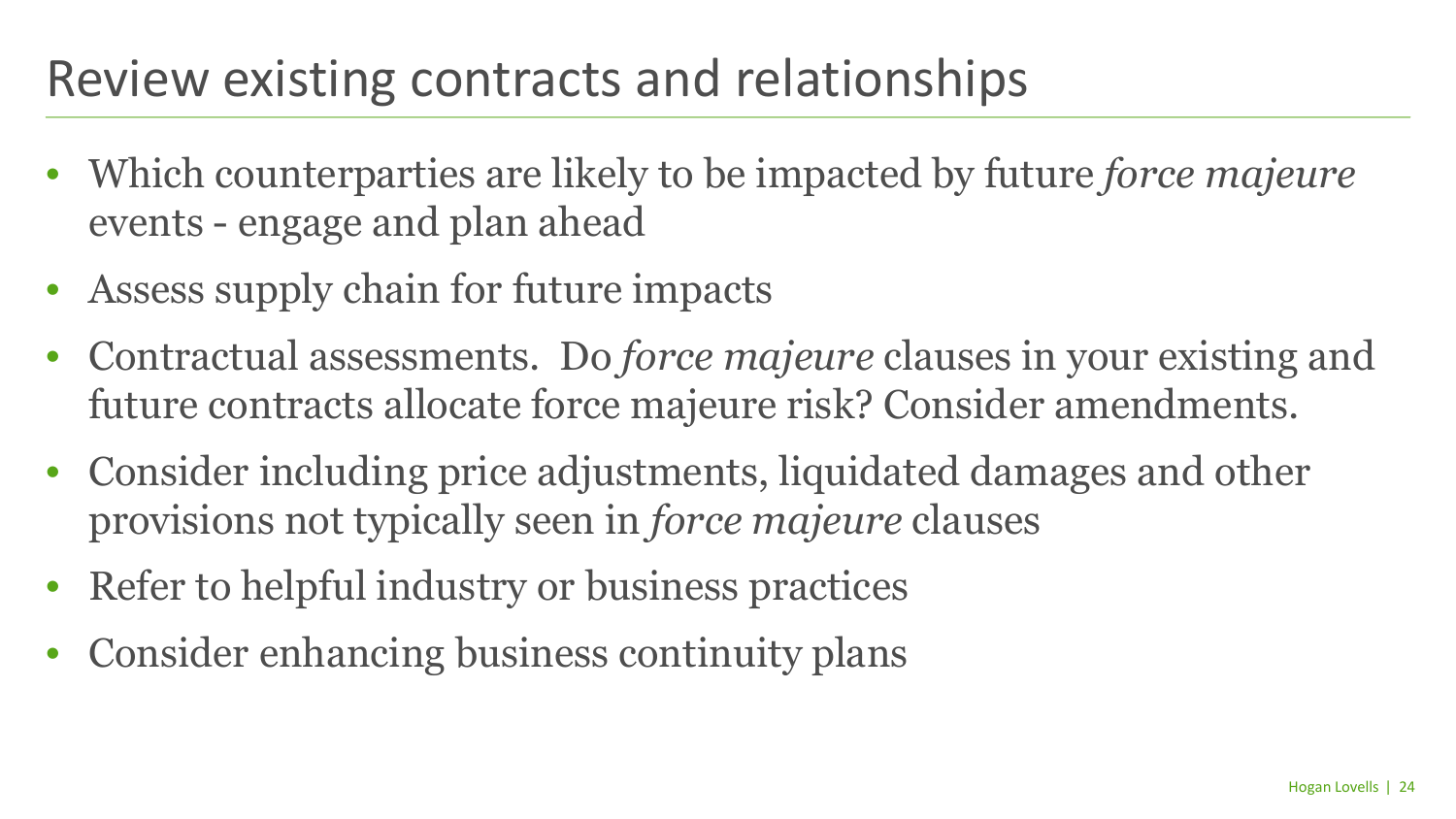# Review existing contracts and relationships

- Which counterparties are likely to be impacted by future *force majeure* events - engage and plan ahead
- Assess supply chain for future impacts
- Contractual assessments. Do *force majeure* clauses in your existing and future contracts allocate force majeure risk? Consider amendments.
- Consider including price adjustments, liquidated damages and other provisions not typically seen in *force majeure* clauses
- Refer to helpful industry or business practices
- Consider enhancing business continuity plans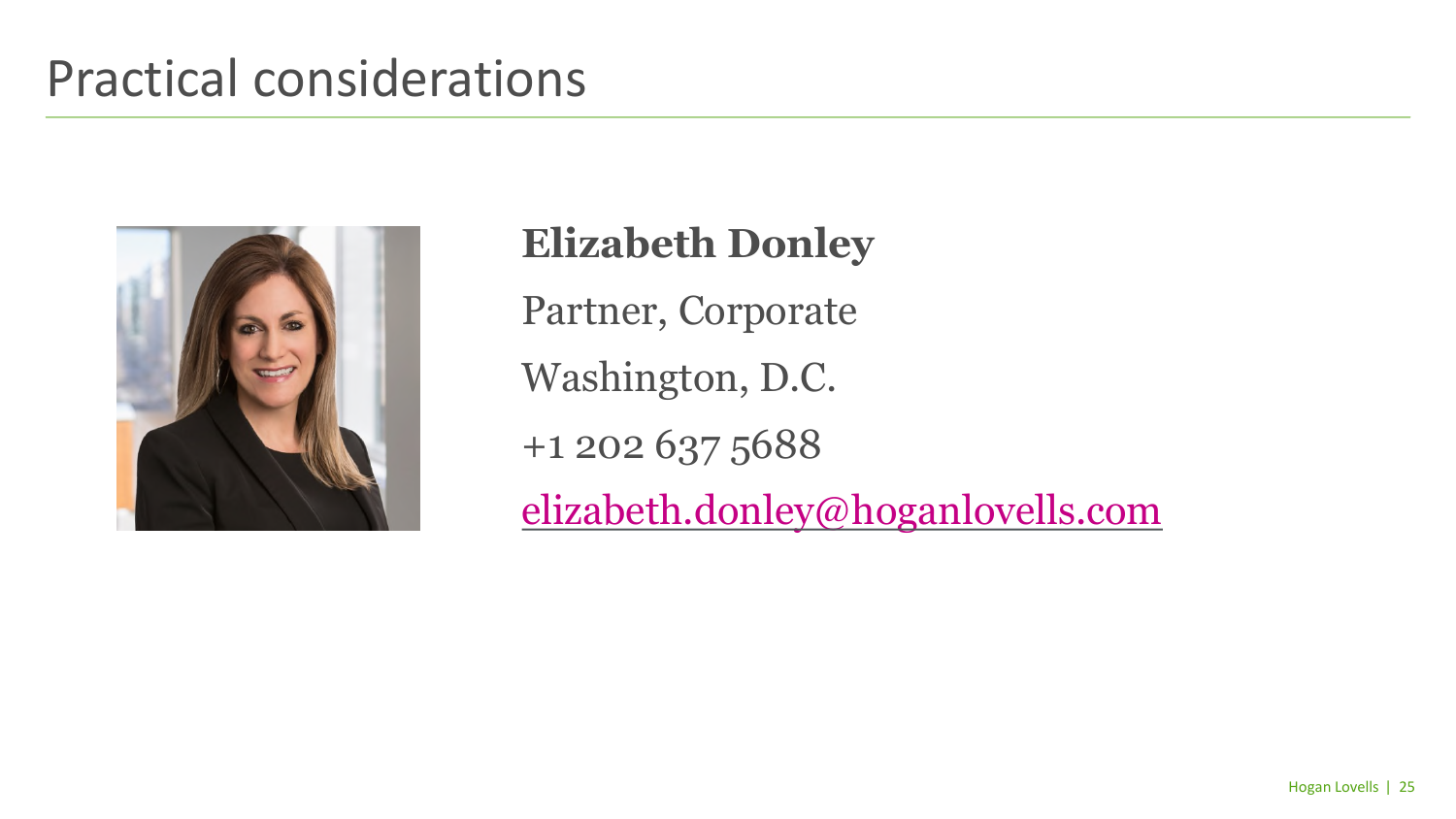# Practical considerations

**Elizabeth Donley**

Partner, Corporate

Washington, D.C.

+1 202 637 5688

elizabeth.donley@hoganlovells.com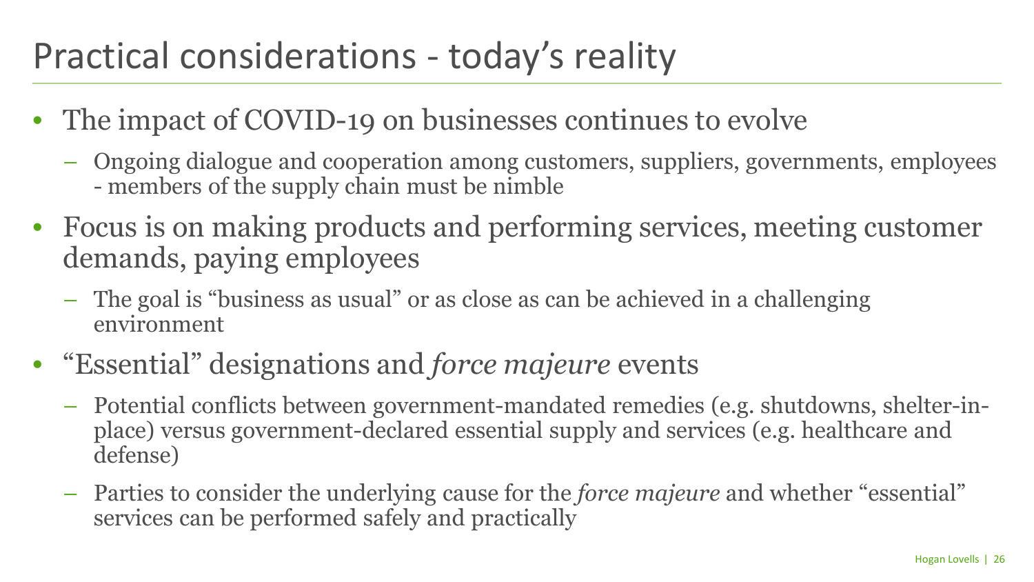# Practical considerations - today's reality

- The impact of COVID-19 on businesses continues to evolve
  - Ongoing dialogue and cooperation among customers, suppliers, governments, employees - members of the supply chain must be nimble
- Focus is on making products and performing services, meeting customer demands, paying employees
  - The goal is "business as usual" or as close as can be achieved in a challenging environment
- "Essential" designations and *force majeure* events
  - Potential conflicts between government-mandated remedies (e.g. shutdowns, shelter-in-place) versus government-declared essential supply and services (e.g. healthcare and defense)
  - Parties to consider the underlying cause for the *force majeure* and whether "essential" services can be performed safely and practically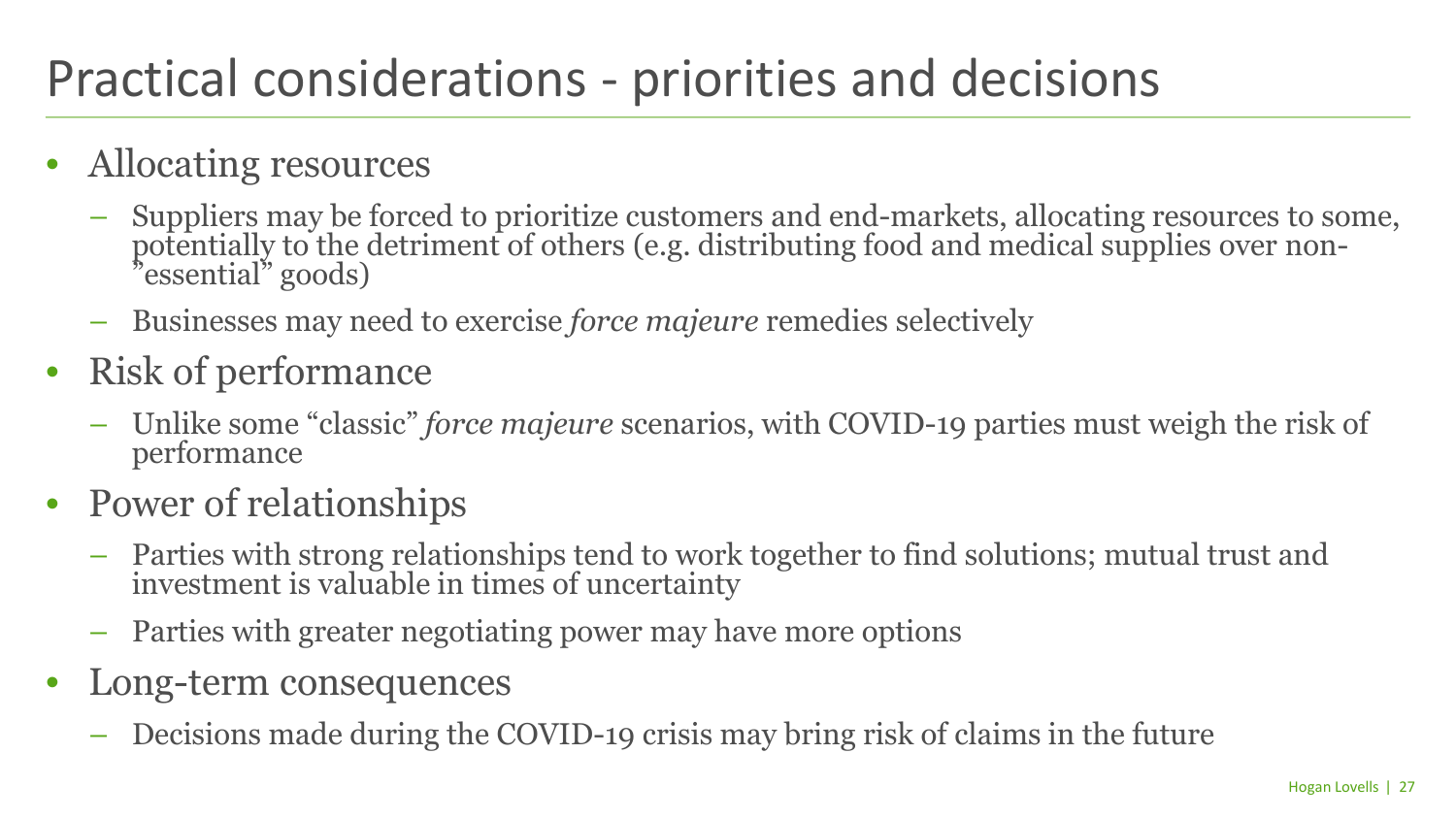# Practical considerations - priorities and decisions

- Allocating resources
  - Suppliers may be forced to prioritize customers and end-markets, allocating resources to some, potentially to the detriment of others (e.g. distributing food and medical supplies over non-"essential" goods)
  - Businesses may need to exercise *force majeure* remedies selectively
- Risk of performance
  - Unlike some "classic" *force majeure* scenarios, with COVID-19 parties must weigh the risk of performance
- Power of relationships
  - Parties with strong relationships tend to work together to find solutions; mutual trust and investment is valuable in times of uncertainty
  - Parties with greater negotiating power may have more options
- Long-term consequences
  - Decisions made during the COVID-19 crisis may bring risk of claims in the future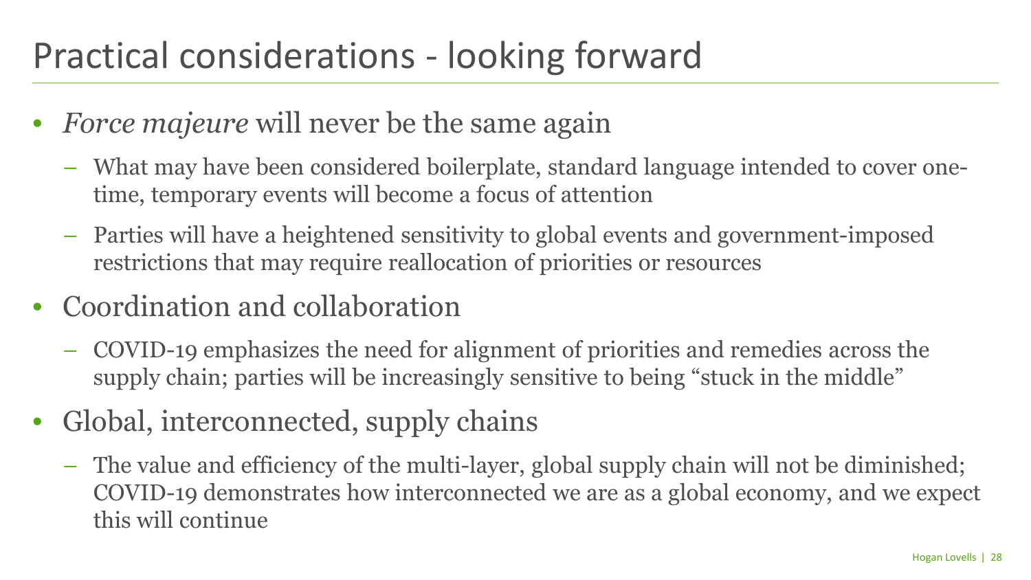# Practical considerations - looking forward

- *Force majeure* will never be the same again
  - What may have been considered boilerplate, standard language intended to cover one-time, temporary events will become a focus of attention
  - Parties will have a heightened sensitivity to global events and government-imposed restrictions that may require reallocation of priorities or resources
- Coordination and collaboration
  - COVID-19 emphasizes the need for alignment of priorities and remedies across the supply chain; parties will be increasingly sensitive to being "stuck in the middle"
- Global, interconnected, supply chains
  - The value and efficiency of the multi-layer, global supply chain will not be diminished; COVID-19 demonstrates how interconnected we are as a global economy, and we expect this will continue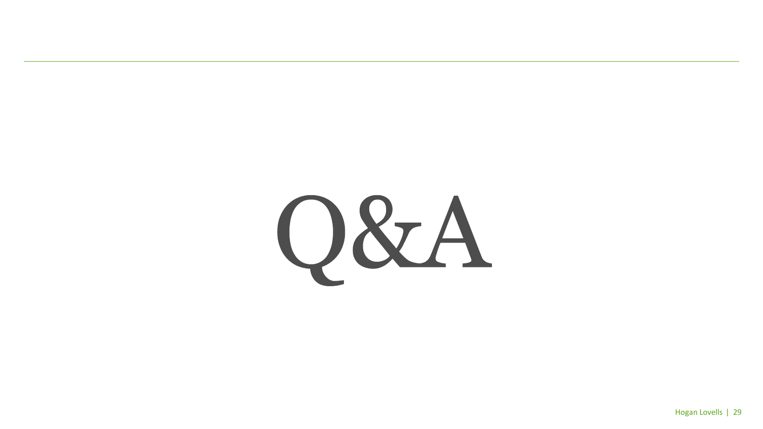# Q&A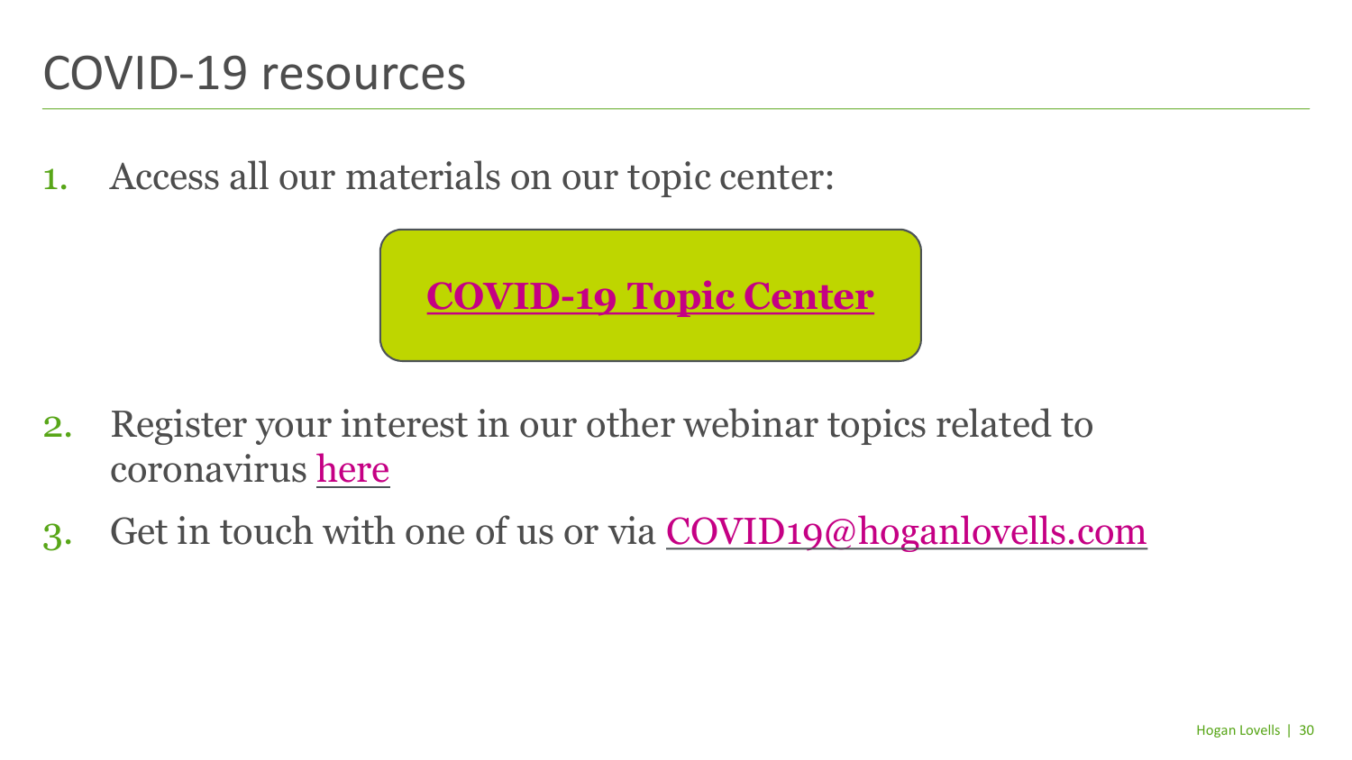# COVID-19 resources

1. Access all our materials on our topic center:

   **COVID-19 Topic Center**

2. Register your interest in our other webinar topics related to coronavirus here

3. Get in touch with one of us or via COVID19@hoganlovells.com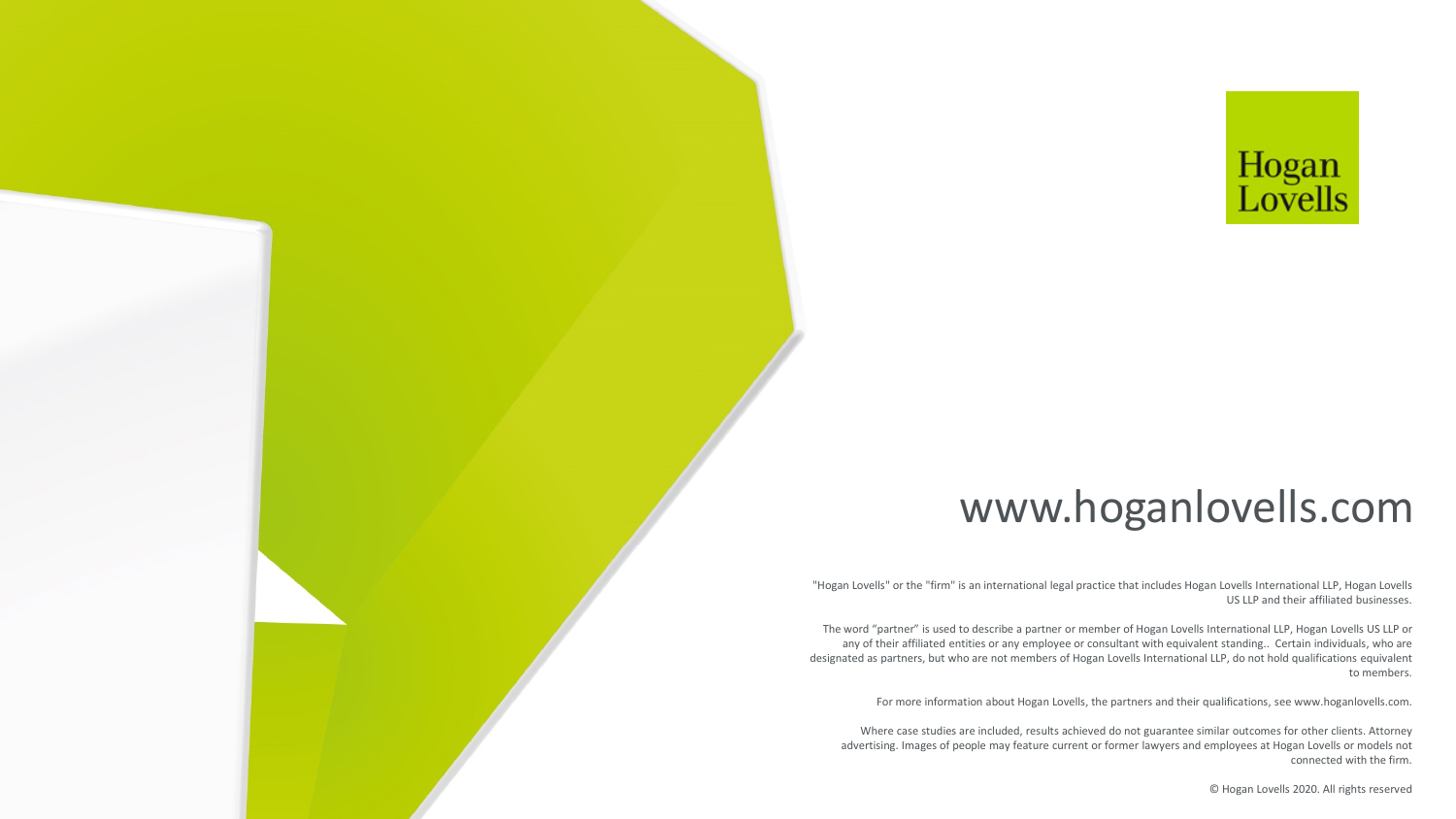Hogan Lovells

www.hoganlovells.com

"Hogan Lovells" or the "firm" is an international legal practice that includes Hogan Lovells International LLP, Hogan Lovells US LLP and their affiliated businesses.

The word “partner” is used to describe a partner or member of Hogan Lovells International LLP, Hogan Lovells US LLP or any of their affiliated entities or any employee or consultant with equivalent standing.. Certain individuals, who are designated as partners, but who are not members of Hogan Lovells International LLP, do not hold qualifications equivalent to members.

For more information about Hogan Lovells, the partners and their qualifications, see www.hoganlovells.com.

Where case studies are included, results achieved do not guarantee similar outcomes for other clients. Attorney advertising. Images of people may feature current or former lawyers and employees at Hogan Lovells or models not connected with the firm.

© Hogan Lovells 2020. All rights reserved